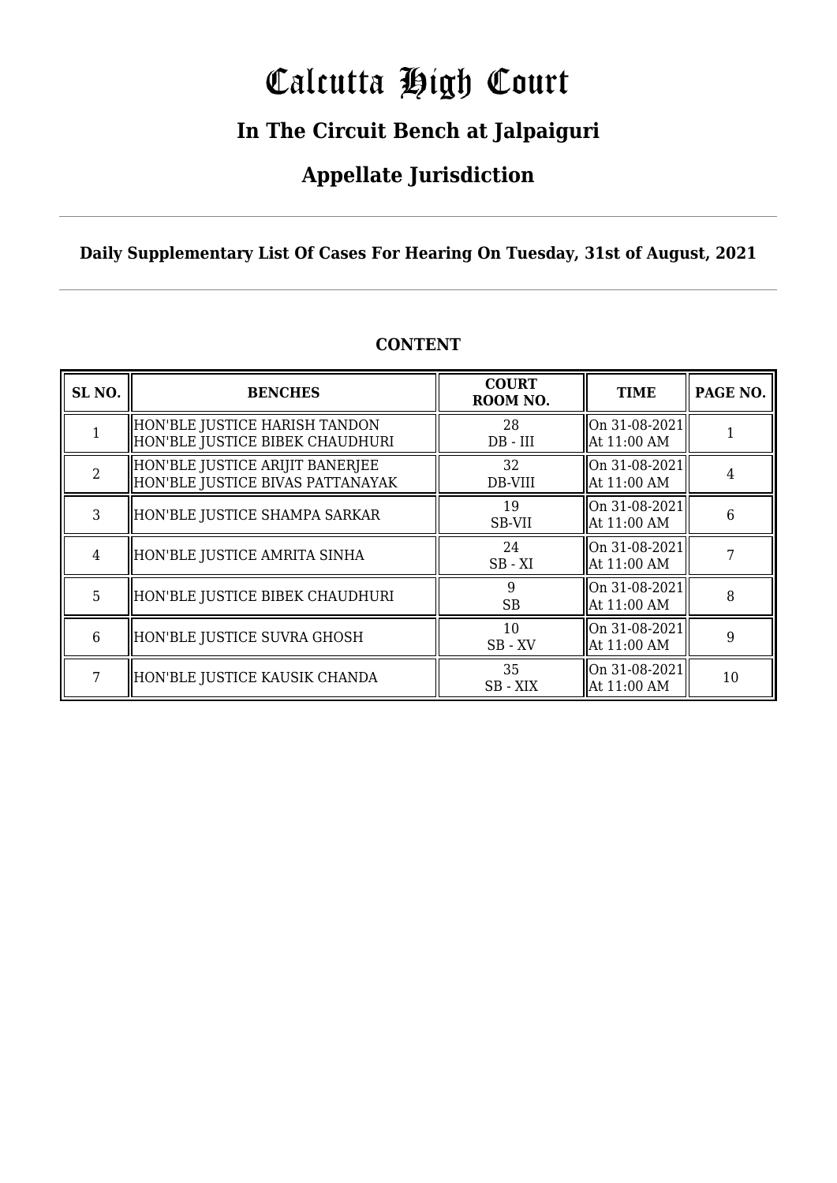# Calcutta High Court

## In The Circuit Bench at Jalpaiguri

## Appellate Jurisdiction

**Daily Supplementary List Of Cases For Hearing On Tuesday, 31st of August, 2021**

**CONTENT**

| SL NO. | BENCHES | COURT ROOM NO. | TIME | PAGE NO. |
|---|---|---|---|---|
| 1 | HON'BLE JUSTICE HARISH TANDON<br>HON'BLE JUSTICE BIBEK CHAUDHURI | 28<br>DB - III | On 31-08-2021<br>At 11:00 AM | 1 |
| 2 | HON'BLE JUSTICE ARIJIT BANERJEE<br>HON'BLE JUSTICE BIVAS PATTANAYAK | 32<br>DB-VIII | On 31-08-2021<br>At 11:00 AM | 4 |
| 3 | HON'BLE JUSTICE SHAMPA SARKAR | 19<br>SB-VII | On 31-08-2021<br>At 11:00 AM | 6 |
| 4 | HON'BLE JUSTICE AMRITA SINHA | 24<br>SB - XI | On 31-08-2021<br>At 11:00 AM | 7 |
| 5 | HON'BLE JUSTICE BIBEK CHAUDHURI | 9<br>SB | On 31-08-2021<br>At 11:00 AM | 8 |
| 6 | HON'BLE JUSTICE SUVRA GHOSH | 10<br>SB - XV | On 31-08-2021<br>At 11:00 AM | 9 |
| 7 | HON'BLE JUSTICE KAUSIK CHANDA | 35<br>SB - XIX | On 31-08-2021<br>At 11:00 AM | 10 |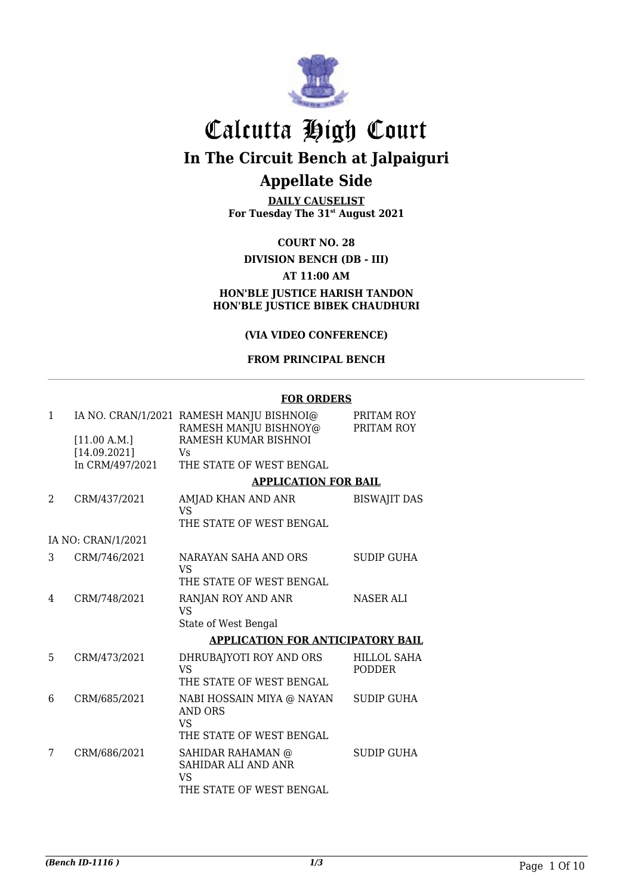# Calcutta High Court

## In The Circuit Bench at Jalpaiguri

## Appellate Side

**DAILY CAUSELIST**
**For Tuesday The 31st August 2021**

**COURT NO. 28**

**DIVISION BENCH (DB - III)**

**AT 11:00 AM**

**HON'BLE JUSTICE HARISH TANDON**
**HON'BLE JUSTICE BIBEK CHAUDHURI**

**(VIA VIDEO CONFERENCE)**

**FROM PRINCIPAL BENCH**

### FOR ORDERS

| | | | |
|---|---|---|---|
| 1 | IA NO. CRAN/1/2021 [11.00 A.M.] [14.09.2021] In CRM/497/2021 | RAMESH MANJU BISHNOI@ RAMESH MANJU BISHNOY@ RAMESH KUMAR BISHNOI Vs THE STATE OF WEST BENGAL | PRITAM ROY PRITAM ROY |

### APPLICATION FOR BAIL

| | | | |
|---|---|---|---|
| 2 | CRM/437/2021 | AMJAD KHAN AND ANR VS THE STATE OF WEST BENGAL | BISWAJIT DAS |
| | IA NO: CRAN/1/2021 | | |
| 3 | CRM/746/2021 | NARAYAN SAHA AND ORS VS THE STATE OF WEST BENGAL | SUDIP GUHA |
| 4 | CRM/748/2021 | RANJAN ROY AND ANR VS State of West Bengal | NASER ALI |

### APPLICATION FOR ANTICIPATORY BAIL

| | | | |
|---|---|---|---|
| 5 | CRM/473/2021 | DHRUBAJYOTI ROY AND ORS VS THE STATE OF WEST BENGAL | HILLOL SAHA PODDER |
| 6 | CRM/685/2021 | NABI HOSSAIN MIYA @ NAYAN AND ORS VS THE STATE OF WEST BENGAL | SUDIP GUHA |
| 7 | CRM/686/2021 | SAHIDAR RAHAMAN @ SAHIDAR ALI AND ANR VS THE STATE OF WEST BENGAL | SUDIP GUHA |

*(Bench ID-1116 )*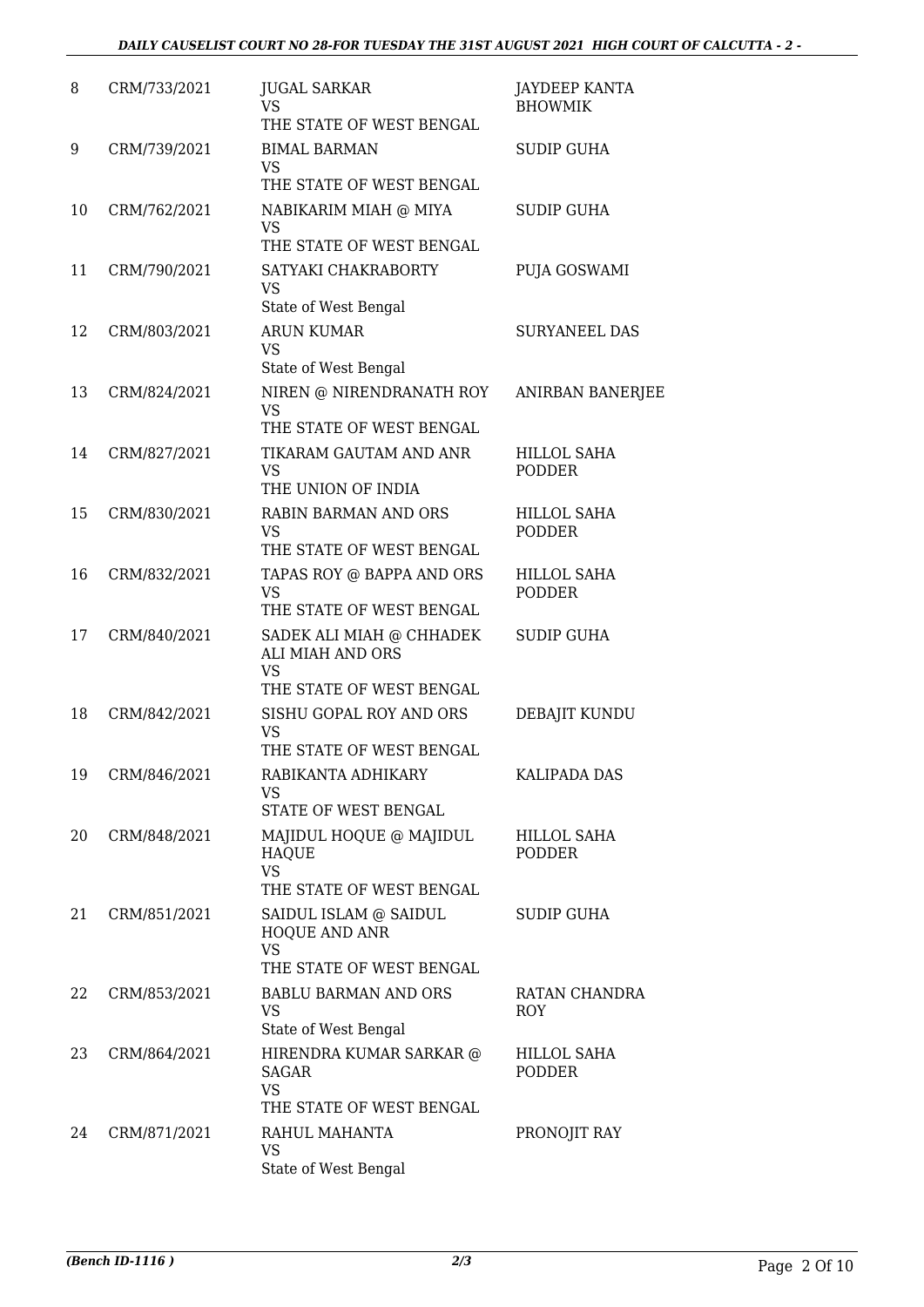| 8 | CRM/733/2021 | JUGAL SARKAR<br>VS<br>THE STATE OF WEST BENGAL | JAYDEEP KANTA BHOWMIK |
|---|---|---|---|
| 9 | CRM/739/2021 | BIMAL BARMAN<br>VS<br>THE STATE OF WEST BENGAL | SUDIP GUHA |
| 10 | CRM/762/2021 | NABIKARIM MIAH @ MIYA<br>VS<br>THE STATE OF WEST BENGAL | SUDIP GUHA |
| 11 | CRM/790/2021 | SATYAKI CHAKRABORTY<br>VS<br>State of West Bengal | PUJA GOSWAMI |
| 12 | CRM/803/2021 | ARUN KUMAR<br>VS<br>State of West Bengal | SURYANEEL DAS |
| 13 | CRM/824/2021 | NIREN @ NIRENDRANATH ROY<br>VS<br>THE STATE OF WEST BENGAL | ANIRBAN BANERJEE |
| 14 | CRM/827/2021 | TIKARAM GAUTAM AND ANR<br>VS<br>THE UNION OF INDIA | HILLOL SAHA PODDER |
| 15 | CRM/830/2021 | RABIN BARMAN AND ORS<br>VS<br>THE STATE OF WEST BENGAL | HILLOL SAHA PODDER |
| 16 | CRM/832/2021 | TAPAS ROY @ BAPPA AND ORS<br>VS<br>THE STATE OF WEST BENGAL | HILLOL SAHA PODDER |
| 17 | CRM/840/2021 | SADEK ALI MIAH @ CHHADEK ALI MIAH AND ORS<br>VS<br>THE STATE OF WEST BENGAL | SUDIP GUHA |
| 18 | CRM/842/2021 | SISHU GOPAL ROY AND ORS<br>VS<br>THE STATE OF WEST BENGAL | DEBAJIT KUNDU |
| 19 | CRM/846/2021 | RABIKANTA ADHIKARY<br>VS<br>STATE OF WEST BENGAL | KALIPADA DAS |
| 20 | CRM/848/2021 | MAJIDUL HOQUE @ MAJIDUL HAQUE<br>VS<br>THE STATE OF WEST BENGAL | HILLOL SAHA PODDER |
| 21 | CRM/851/2021 | SAIDUL ISLAM @ SAIDUL HOQUE AND ANR<br>VS<br>THE STATE OF WEST BENGAL | SUDIP GUHA |
| 22 | CRM/853/2021 | BABLU BARMAN AND ORS<br>VS<br>State of West Bengal | RATAN CHANDRA ROY |
| 23 | CRM/864/2021 | HIRENDRA KUMAR SARKAR @ SAGAR<br>VS<br>THE STATE OF WEST BENGAL | HILLOL SAHA PODDER |
| 24 | CRM/871/2021 | RAHUL MAHANTA<br>VS<br>State of West Bengal | PRONOJIT RAY |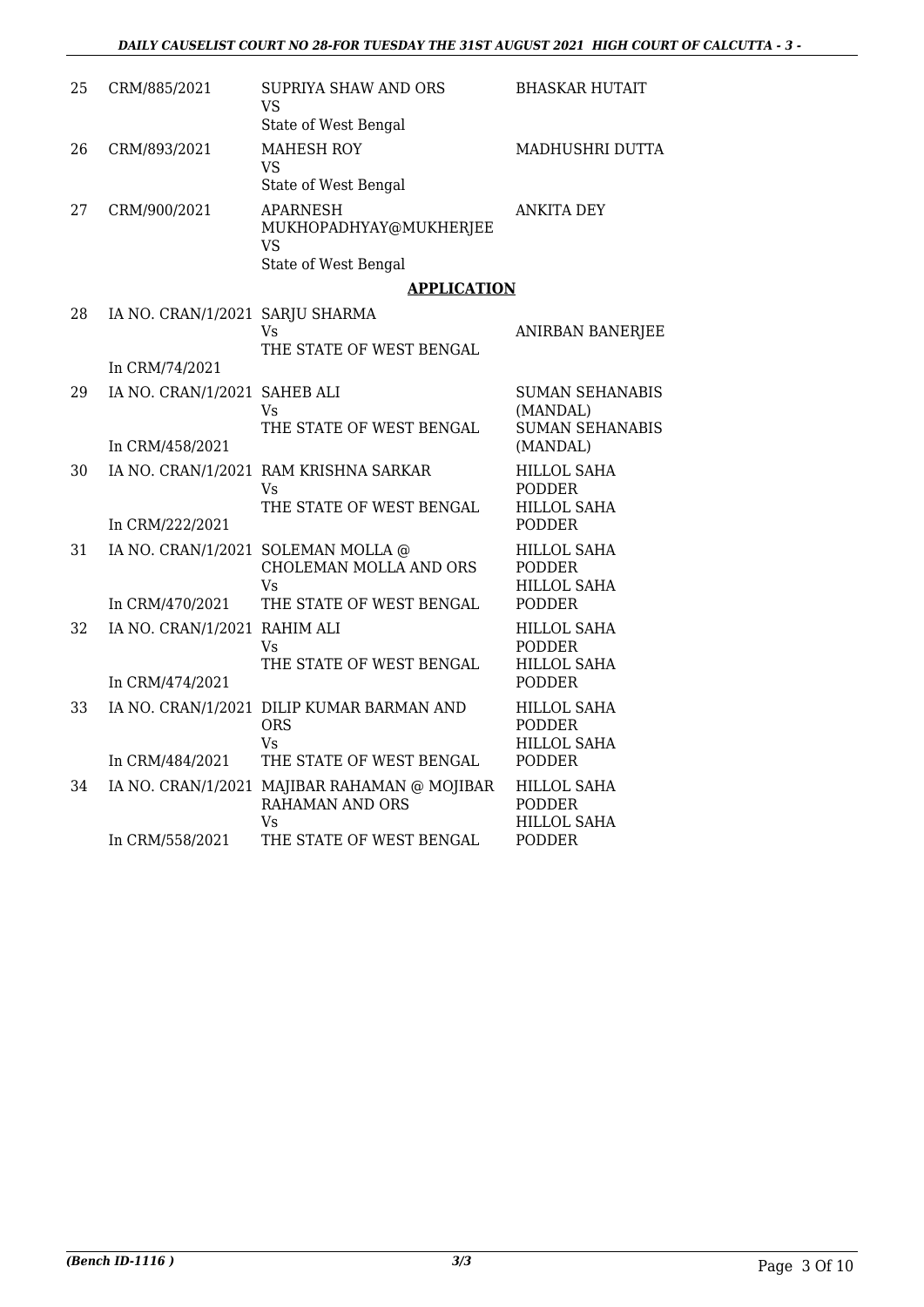| 25 | CRM/885/2021 | SUPRIYA SHAW AND ORS<br>VS<br>State of West Bengal | BHASKAR HUTAIT |
|---|---|---|---|
| 26 | CRM/893/2021 | MAHESH ROY<br>VS<br>State of West Bengal | MADHUSHRI DUTTA |
| 27 | CRM/900/2021 | APARNESH MUKHOPADHYAY@MUKHERJEE<br>VS<br>State of West Bengal | ANKITA DEY |

**APPLICATION**

| 28 | IA NO. CRAN/1/2021<br>In CRM/74/2021 | SARJU SHARMA<br>Vs<br>THE STATE OF WEST BENGAL | ANIRBAN BANERJEE |
|---|---|---|---|
| 29 | IA NO. CRAN/1/2021<br>In CRM/458/2021 | SAHEB ALI<br>Vs<br>THE STATE OF WEST BENGAL | SUMAN SEHANABIS (MANDAL)<br>SUMAN SEHANABIS (MANDAL) |
| 30 | IA NO. CRAN/1/2021<br>In CRM/222/2021 | RAM KRISHNA SARKAR<br>Vs<br>THE STATE OF WEST BENGAL | HILLOL SAHA PODDER<br>HILLOL SAHA PODDER |
| 31 | IA NO. CRAN/1/2021<br>In CRM/470/2021 | SOLEMAN MOLLA @ CHOLEMAN MOLLA AND ORS<br>Vs<br>THE STATE OF WEST BENGAL | HILLOL SAHA PODDER<br>HILLOL SAHA PODDER |
| 32 | IA NO. CRAN/1/2021<br>In CRM/474/2021 | RAHIM ALI<br>Vs<br>THE STATE OF WEST BENGAL | HILLOL SAHA PODDER<br>HILLOL SAHA PODDER |
| 33 | IA NO. CRAN/1/2021<br>In CRM/484/2021 | DILIP KUMAR BARMAN AND ORS<br>Vs<br>THE STATE OF WEST BENGAL | HILLOL SAHA PODDER<br>HILLOL SAHA PODDER |
| 34 | IA NO. CRAN/1/2021<br>In CRM/558/2021 | MAJIBAR RAHAMAN @ MOJIBAR RAHAMAN AND ORS<br>Vs<br>THE STATE OF WEST BENGAL | HILLOL SAHA PODDER<br>HILLOL SAHA PODDER |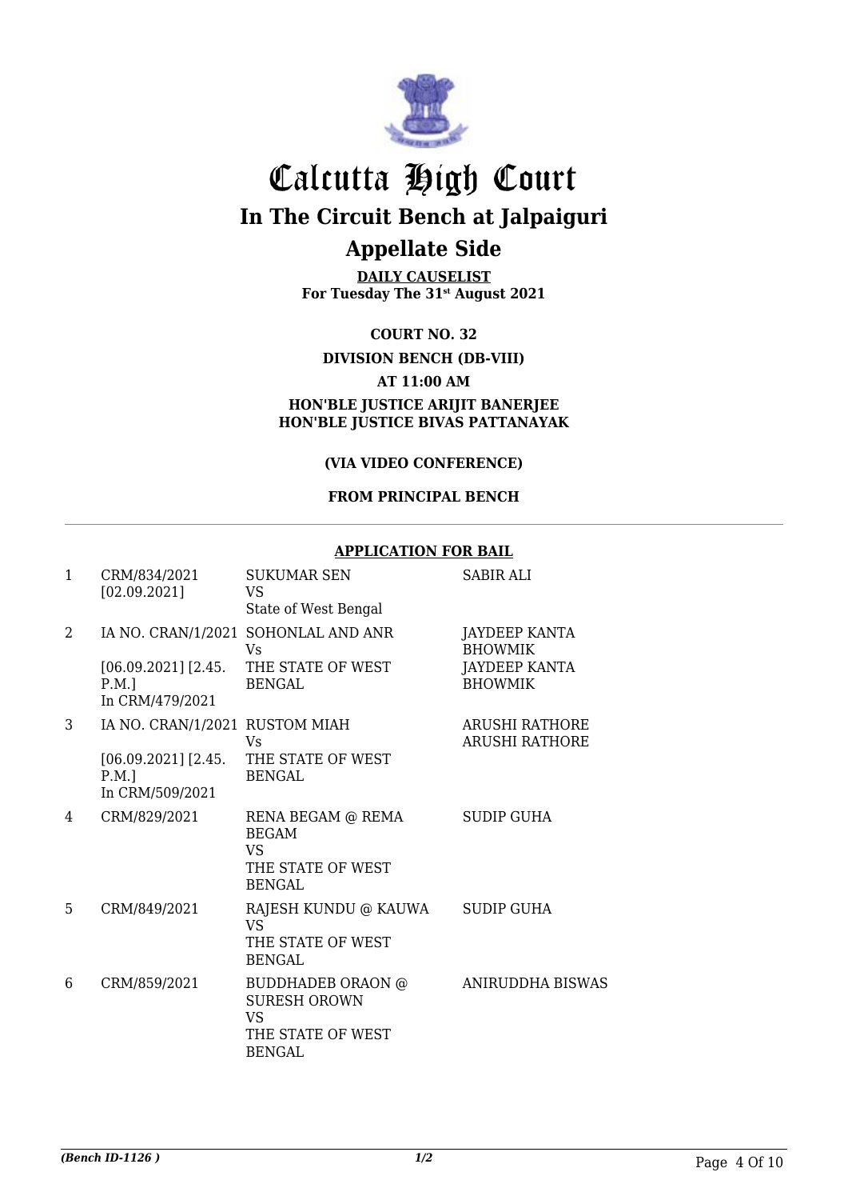# Calcutta High Court

## In The Circuit Bench at Jalpaiguri

## Appellate Side

**DAILY CAUSELIST**
**For Tuesday The 31st August 2021**

**COURT NO. 32**

**DIVISION BENCH (DB-VIII)**

**AT 11:00 AM**

**HON'BLE JUSTICE ARIJIT BANERJEE**
**HON'BLE JUSTICE BIVAS PATTANAYAK**

**(VIA VIDEO CONFERENCE)**

**FROM PRINCIPAL BENCH**

**APPLICATION FOR BAIL**

| | | | |
|---|---|---|---|
| 1 | CRM/834/2021 [02.09.2021] | SUKUMAR SEN VS State of West Bengal | SABIR ALI |
| 2 | IA NO. CRAN/1/2021 [06.09.2021] [2.45. P.M.] In CRM/479/2021 | SOHONLAL AND ANR Vs THE STATE OF WEST BENGAL | JAYDEEP KANTA BHOWMIK JAYDEEP KANTA BHOWMIK |
| 3 | IA NO. CRAN/1/2021 [06.09.2021] [2.45. P.M.] In CRM/509/2021 | RUSTOM MIAH Vs THE STATE OF WEST BENGAL | ARUSHI RATHORE ARUSHI RATHORE |
| 4 | CRM/829/2021 | RENA BEGAM @ REMA BEGAM VS THE STATE OF WEST BENGAL | SUDIP GUHA |
| 5 | CRM/849/2021 | RAJESH KUNDU @ KAUWA VS THE STATE OF WEST BENGAL | SUDIP GUHA |
| 6 | CRM/859/2021 | BUDDHADEB ORAON @ SURESH OROWN VS THE STATE OF WEST BENGAL | ANIRUDDHA BISWAS |

*(Bench ID-1126 )* 1/2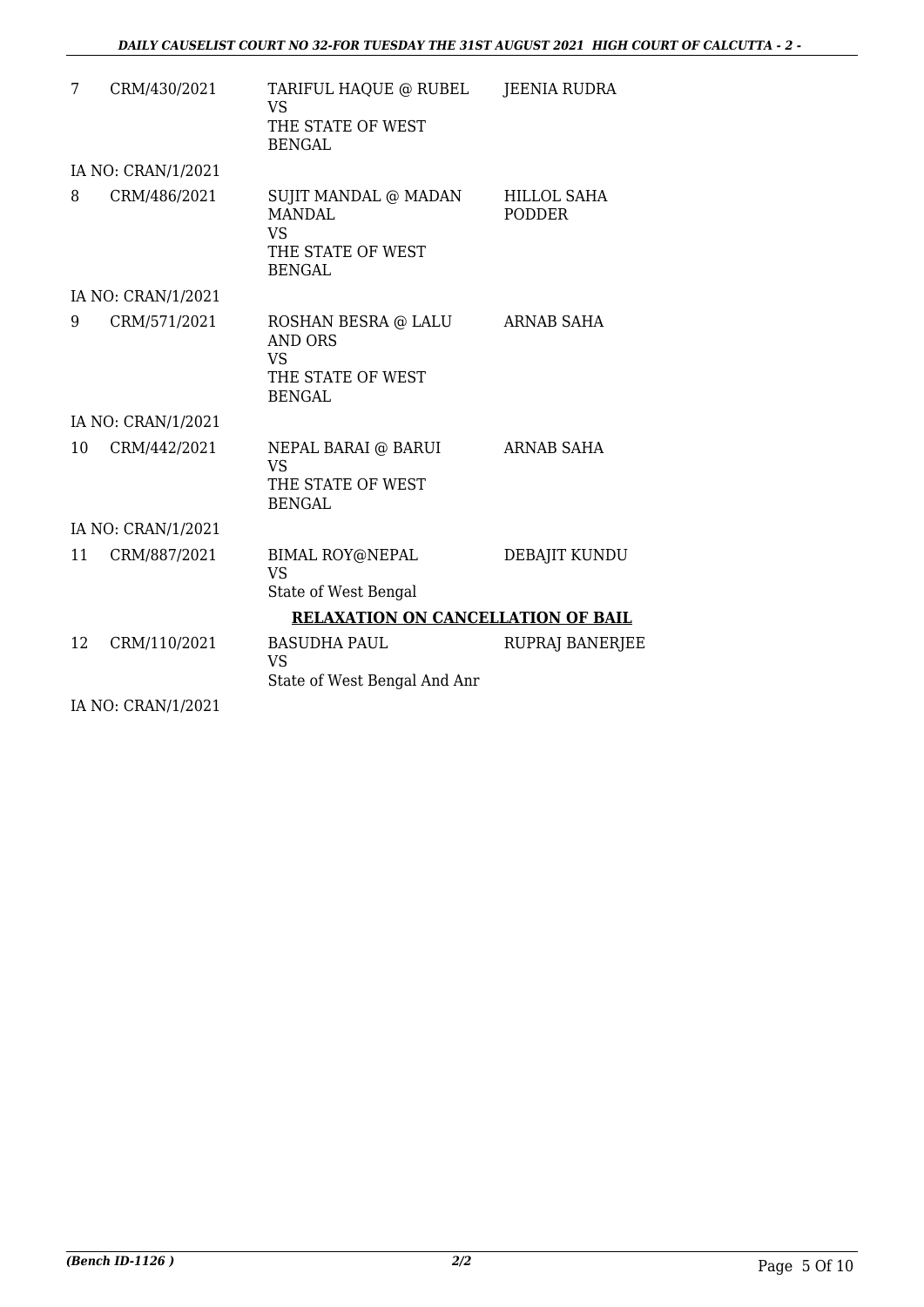| | | | |
|---|---|---|---|
| 7 | CRM/430/2021 | TARIFUL HAQUE @ RUBEL VS THE STATE OF WEST BENGAL | JEENIA RUDRA |
| | IA NO: CRAN/1/2021 | | |
| 8 | CRM/486/2021 | SUJIT MANDAL @ MADAN MANDAL VS THE STATE OF WEST BENGAL | HILLOL SAHA PODDER |
| | IA NO: CRAN/1/2021 | | |
| 9 | CRM/571/2021 | ROSHAN BESRA @ LALU AND ORS VS THE STATE OF WEST BENGAL | ARNAB SAHA |
| | IA NO: CRAN/1/2021 | | |
| 10 | CRM/442/2021 | NEPAL BARAI @ BARUI VS THE STATE OF WEST BENGAL | ARNAB SAHA |
| | IA NO: CRAN/1/2021 | | |
| 11 | CRM/887/2021 | BIMAL ROY@NEPAL VS State of West Bengal | DEBAJIT KUNDU |

**RELAXATION ON CANCELLATION OF BAIL**

| | | | |
|---|---|---|---|
| 12 | CRM/110/2021 | BASUDHA PAUL VS State of West Bengal And Anr | RUPRAJ BANERJEE |
| | IA NO: CRAN/1/2021 | | |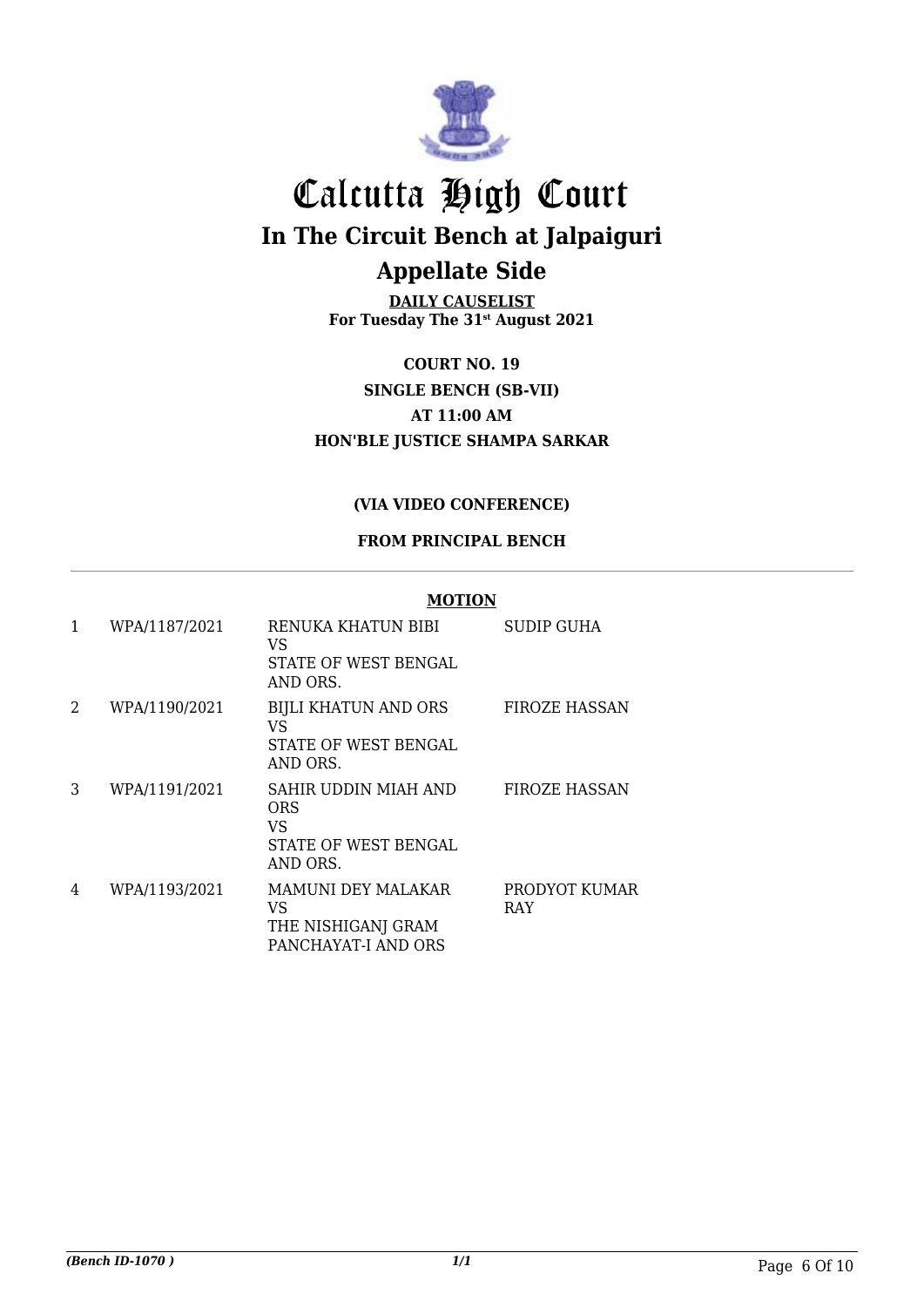# Calcutta High Court

## In The Circuit Bench at Jalpaiguri

## Appellate Side

**DAILY CAUSELIST**
**For Tuesday The 31st August 2021**

**COURT NO. 19**
**SINGLE BENCH (SB-VII)**
**AT 11:00 AM**
**HON'BLE JUSTICE SHAMPA SARKAR**

**(VIA VIDEO CONFERENCE)**

**FROM PRINCIPAL BENCH**

**MOTION**

| | | | |
|---|---|---|---|
| 1 | WPA/1187/2021 | RENUKA KHATUN BIBI<br>VS<br>STATE OF WEST BENGAL AND ORS. | SUDIP GUHA |
| 2 | WPA/1190/2021 | BIJLI KHATUN AND ORS<br>VS<br>STATE OF WEST BENGAL AND ORS. | FIROZE HASSAN |
| 3 | WPA/1191/2021 | SAHIR UDDIN MIAH AND ORS<br>VS<br>STATE OF WEST BENGAL AND ORS. | FIROZE HASSAN |
| 4 | WPA/1193/2021 | MAMUNI DEY MALAKAR<br>VS<br>THE NISHIGANJ GRAM PANCHAYAT-I AND ORS | PRODYOT KUMAR RAY |

*(Bench ID-1070 )*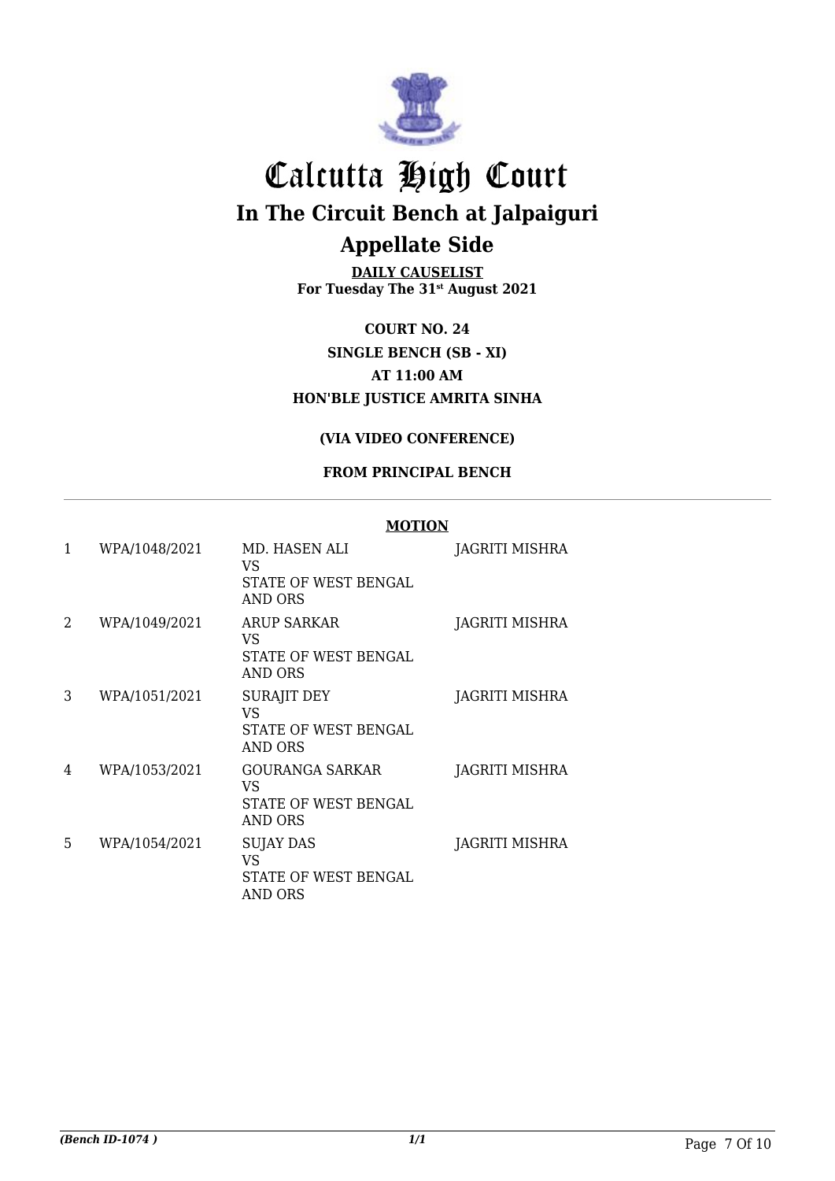# Calcutta High Court

## In The Circuit Bench at Jalpaiguri

## Appellate Side

**DAILY CAUSELIST**
**For Tuesday The 31st August 2021**

**COURT NO. 24**
**SINGLE BENCH (SB - XI)**
**AT 11:00 AM**
**HON'BLE JUSTICE AMRITA SINHA**

**(VIA VIDEO CONFERENCE)**

**FROM PRINCIPAL BENCH**

**MOTION**

| | | | |
|---|---|---|---|
| 1 | WPA/1048/2021 | MD. HASEN ALI<br>VS<br>STATE OF WEST BENGAL AND ORS | JAGRITI MISHRA |
| 2 | WPA/1049/2021 | ARUP SARKAR<br>VS<br>STATE OF WEST BENGAL AND ORS | JAGRITI MISHRA |
| 3 | WPA/1051/2021 | SURAJIT DEY<br>VS<br>STATE OF WEST BENGAL AND ORS | JAGRITI MISHRA |
| 4 | WPA/1053/2021 | GOURANGA SARKAR<br>VS<br>STATE OF WEST BENGAL AND ORS | JAGRITI MISHRA |
| 5 | WPA/1054/2021 | SUJAY DAS<br>VS<br>STATE OF WEST BENGAL AND ORS | JAGRITI MISHRA |

*(Bench ID-1074 )* 1/1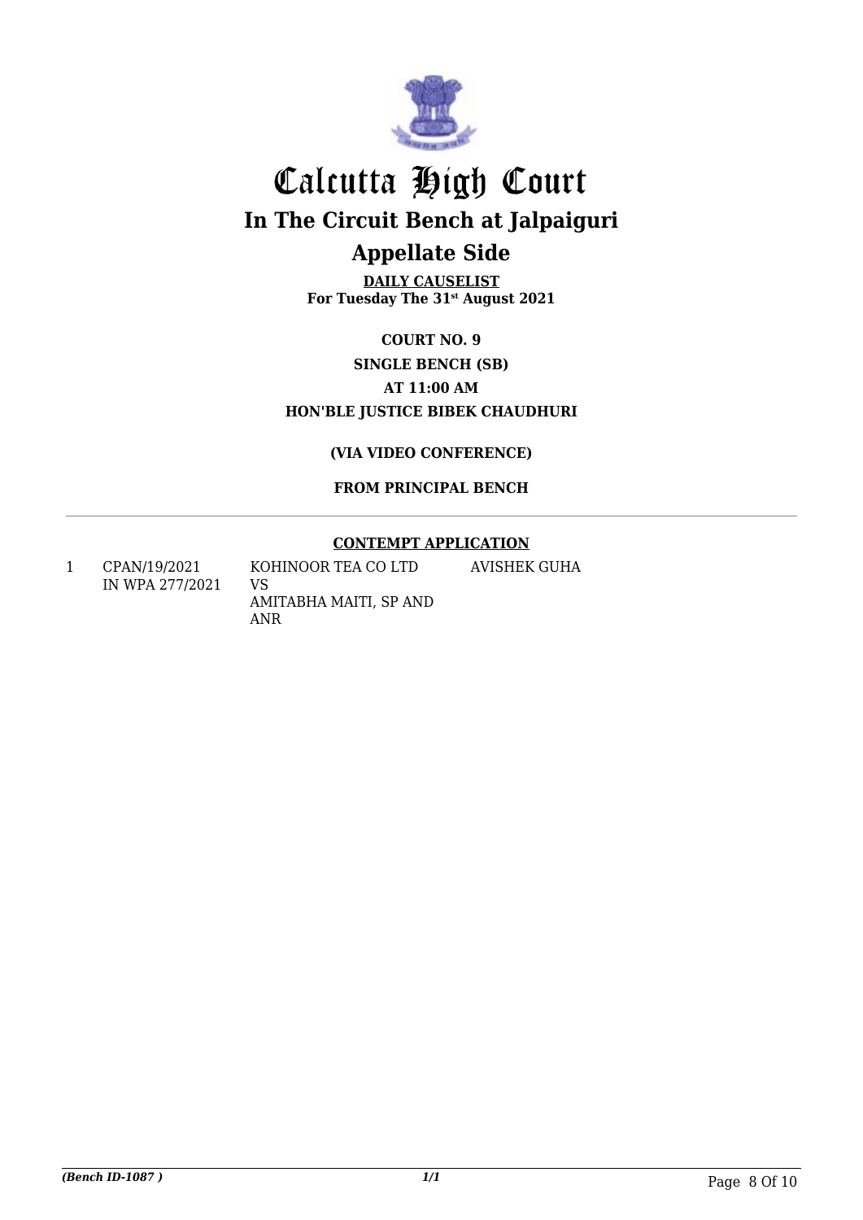# Calcutta High Court

## In The Circuit Bench at Jalpaiguri

## Appellate Side

**DAILY CAUSELIST**
**For Tuesday The 31st August 2021**

**COURT NO. 9**
**SINGLE BENCH (SB)**
**AT 11:00 AM**
**HON'BLE JUSTICE BIBEK CHAUDHURI**

**(VIA VIDEO CONFERENCE)**

**FROM PRINCIPAL BENCH**

---

**CONTEMPT APPLICATION**

| | | | |
|---|---|---|---|
| 1 | CPAN/19/2021 IN WPA 277/2021 | KOHINOOR TEA CO LTD VS AMITABHA MAITI, SP AND ANR | AVISHEK GUHA |

*(Bench ID-1087 )* 1/1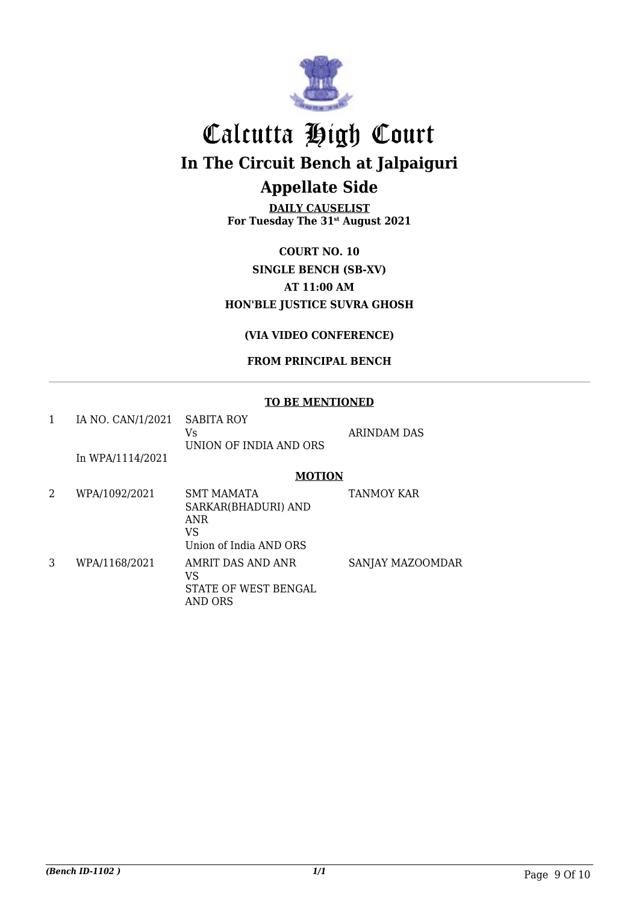# Calcutta High Court

## In The Circuit Bench at Jalpaiguri

## Appellate Side

**DAILY CAUSELIST**
**For Tuesday The 31st August 2021**

**COURT NO. 10**
**SINGLE BENCH (SB-XV)**
**AT 11:00 AM**
**HON'BLE JUSTICE SUVRA GHOSH**

**(VIA VIDEO CONFERENCE)**

**FROM PRINCIPAL BENCH**

---

**TO BE MENTIONED**

| | | | |
|---|---|---|---|
| 1 | IA NO. CAN/1/2021<br>In WPA/1114/2021 | SABITA ROY<br>Vs<br>UNION OF INDIA AND ORS | ARINDAM DAS |

**MOTION**

| | | | |
|---|---|---|---|
| 2 | WPA/1092/2021 | SMT MAMATA SARKAR(BHADURI) AND ANR<br>VS<br>Union of India AND ORS | TANMOY KAR |
| 3 | WPA/1168/2021 | AMRIT DAS AND ANR<br>VS<br>STATE OF WEST BENGAL AND ORS | SANJAY MAZOOMDAR |

*(Bench ID-1102 )*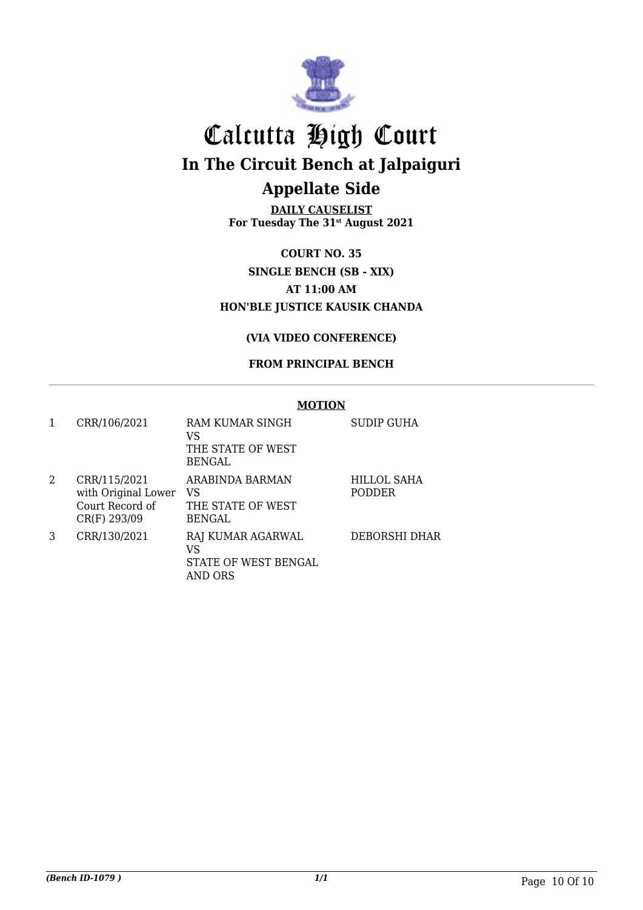# Calcutta High Court

## In The Circuit Bench at Jalpaiguri

## Appellate Side

**DAILY CAUSELIST**
**For Tuesday The 31st August 2021**

**COURT NO. 35**
**SINGLE BENCH (SB - XIX)**
**AT 11:00 AM**
**HON'BLE JUSTICE KAUSIK CHANDA**

**(VIA VIDEO CONFERENCE)**

**FROM PRINCIPAL BENCH**

**MOTION**

| | | | |
|---|---|---|---|
| 1 | CRR/106/2021 | RAM KUMAR SINGH VS THE STATE OF WEST BENGAL | SUDIP GUHA |
| 2 | CRR/115/2021 with Original Lower Court Record of CR(F) 293/09 | ARABINDA BARMAN VS THE STATE OF WEST BENGAL | HILLOL SAHA PODDER |
| 3 | CRR/130/2021 | RAJ KUMAR AGARWAL VS STATE OF WEST BENGAL AND ORS | DEBORSHI DHAR |

*(Bench ID-1079 )* 1/1